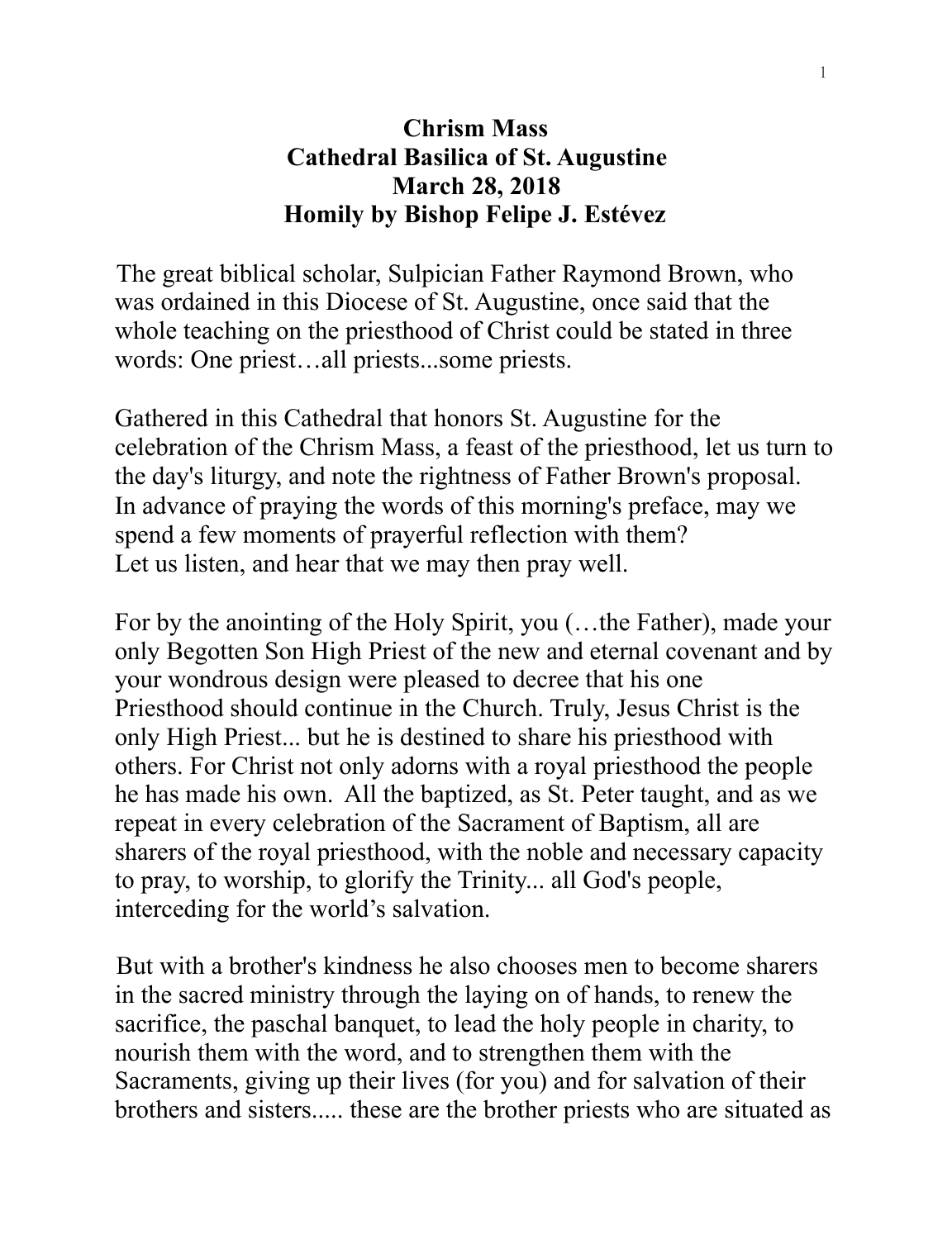**Chrism Mass**
**Cathedral Basilica of St. Augustine**
**March 28, 2018**
**Homily by Bishop Felipe J. Estévez**

The great biblical scholar, Sulpician Father Raymond Brown, who was ordained in this Diocese of St. Augustine, once said that the whole teaching on the priesthood of Christ could be stated in three words: One priest…all priests...some priests.

Gathered in this Cathedral that honors St. Augustine for the celebration of the Chrism Mass, a feast of the priesthood, let us turn to the day's liturgy, and note the rightness of Father Brown's proposal. In advance of praying the words of this morning's preface, may we spend a few moments of prayerful reflection with them?
Let us listen, and hear that we may then pray well.

For by the anointing of the Holy Spirit, you (…the Father), made your only Begotten Son High Priest of the new and eternal covenant and by your wondrous design were pleased to decree that his one Priesthood should continue in the Church. Truly, Jesus Christ is the only High Priest... but he is destined to share his priesthood with others. For Christ not only adorns with a royal priesthood the people he has made his own. All the baptized, as St. Peter taught, and as we repeat in every celebration of the Sacrament of Baptism, all are sharers of the royal priesthood, with the noble and necessary capacity to pray, to worship, to glorify the Trinity... all God's people, interceding for the world's salvation.

But with a brother's kindness he also chooses men to become sharers in the sacred ministry through the laying on of hands, to renew the sacrifice, the paschal banquet, to lead the holy people in charity, to nourish them with the word, and to strengthen them with the Sacraments, giving up their lives (for you) and for salvation of their brothers and sisters..... these are the brother priests who are situated as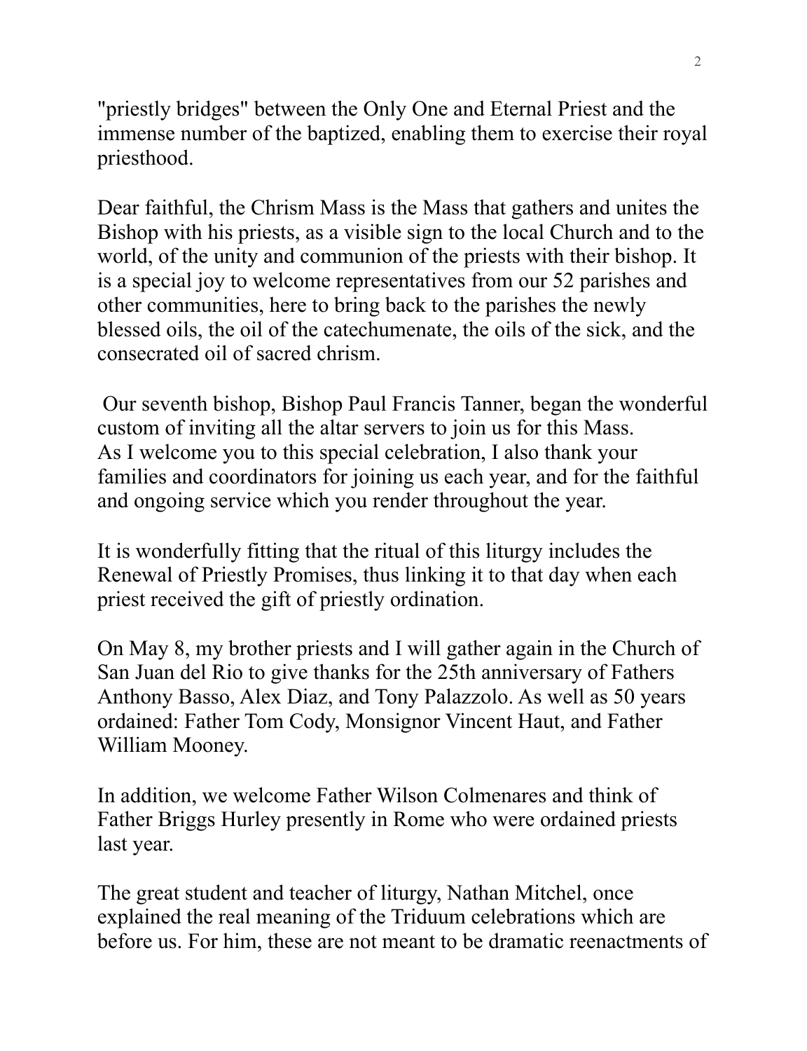"priestly bridges" between the Only One and Eternal Priest and the immense number of the baptized, enabling them to exercise their royal priesthood.

Dear faithful, the Chrism Mass is the Mass that gathers and unites the Bishop with his priests, as a visible sign to the local Church and to the world, of the unity and communion of the priests with their bishop. It is a special joy to welcome representatives from our 52 parishes and other communities, here to bring back to the parishes the newly blessed oils, the oil of the catechumenate, the oils of the sick, and the consecrated oil of sacred chrism.

Our seventh bishop, Bishop Paul Francis Tanner, began the wonderful custom of inviting all the altar servers to join us for this Mass. As I welcome you to this special celebration, I also thank your families and coordinators for joining us each year, and for the faithful and ongoing service which you render throughout the year.

It is wonderfully fitting that the ritual of this liturgy includes the Renewal of Priestly Promises, thus linking it to that day when each priest received the gift of priestly ordination.

On May 8, my brother priests and I will gather again in the Church of San Juan del Rio to give thanks for the 25th anniversary of Fathers Anthony Basso, Alex Diaz, and Tony Palazzolo. As well as 50 years ordained: Father Tom Cody, Monsignor Vincent Haut, and Father William Mooney.

In addition, we welcome Father Wilson Colmenares and think of Father Briggs Hurley presently in Rome who were ordained priests last year.

The great student and teacher of liturgy, Nathan Mitchel, once explained the real meaning of the Triduum celebrations which are before us. For him, these are not meant to be dramatic reenactments of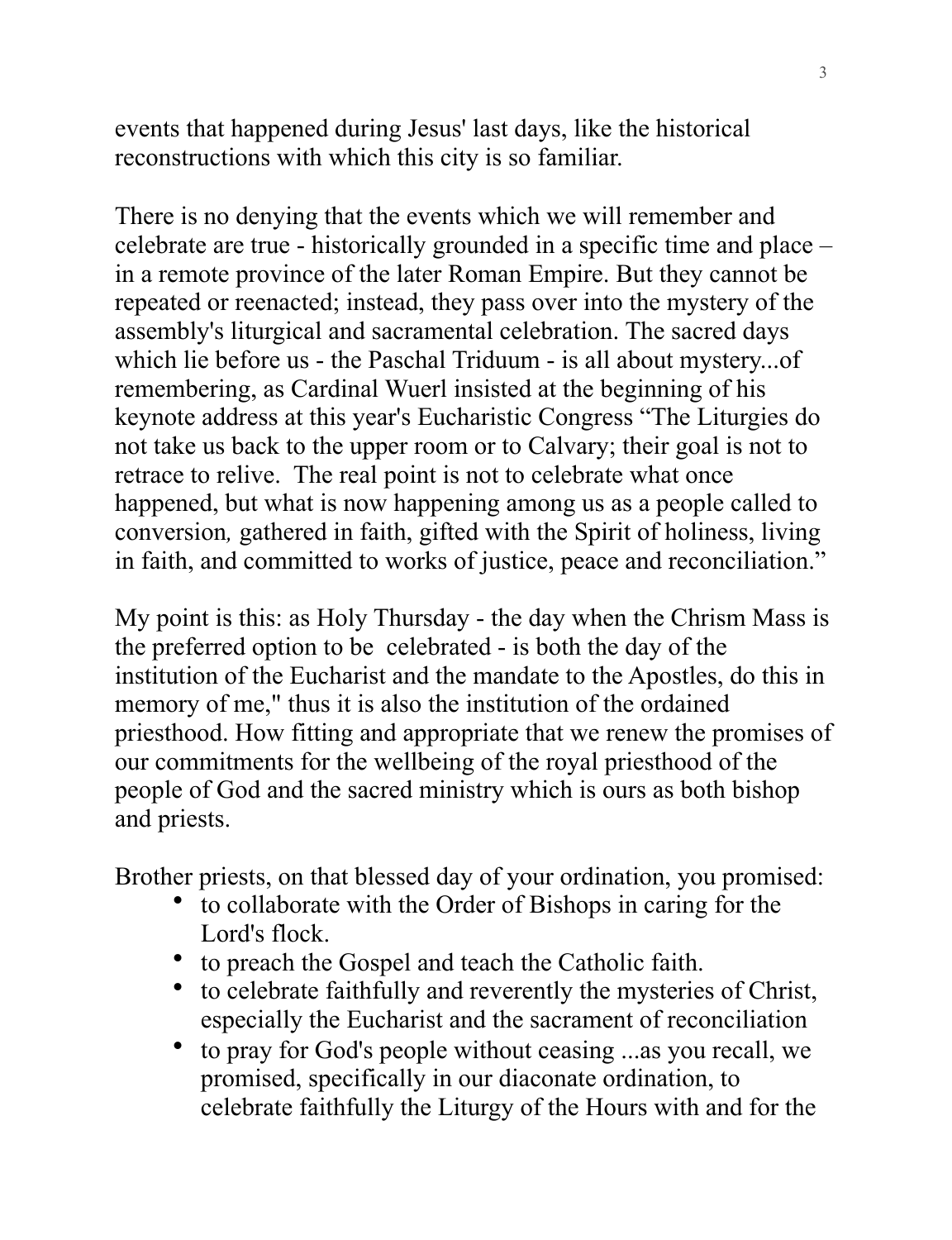events that happened during Jesus' last days, like the historical reconstructions with which this city is so familiar.

There is no denying that the events which we will remember and celebrate are true - historically grounded in a specific time and place – in a remote province of the later Roman Empire. But they cannot be repeated or reenacted; instead, they pass over into the mystery of the assembly's liturgical and sacramental celebration. The sacred days which lie before us - the Paschal Triduum - is all about mystery...of remembering, as Cardinal Wuerl insisted at the beginning of his keynote address at this year's Eucharistic Congress “The Liturgies do not take us back to the upper room or to Calvary; their goal is not to retrace to relive. The real point is not to celebrate what once happened, but what is now happening among us as a people called to conversion*,* gathered in faith, gifted with the Spirit of holiness, living in faith, and committed to works of justice, peace and reconciliation.”

My point is this: as Holy Thursday - the day when the Chrism Mass is the preferred option to be celebrated - is both the day of the institution of the Eucharist and the mandate to the Apostles, do this in memory of me," thus it is also the institution of the ordained priesthood. How fitting and appropriate that we renew the promises of our commitments for the wellbeing of the royal priesthood of the people of God and the sacred ministry which is ours as both bishop and priests.

Brother priests, on that blessed day of your ordination, you promised:

- to collaborate with the Order of Bishops in caring for the Lord's flock.
- to preach the Gospel and teach the Catholic faith.
- to celebrate faithfully and reverently the mysteries of Christ, especially the Eucharist and the sacrament of reconciliation
- to pray for God's people without ceasing ...as you recall, we promised, specifically in our diaconate ordination, to celebrate faithfully the Liturgy of the Hours with and for the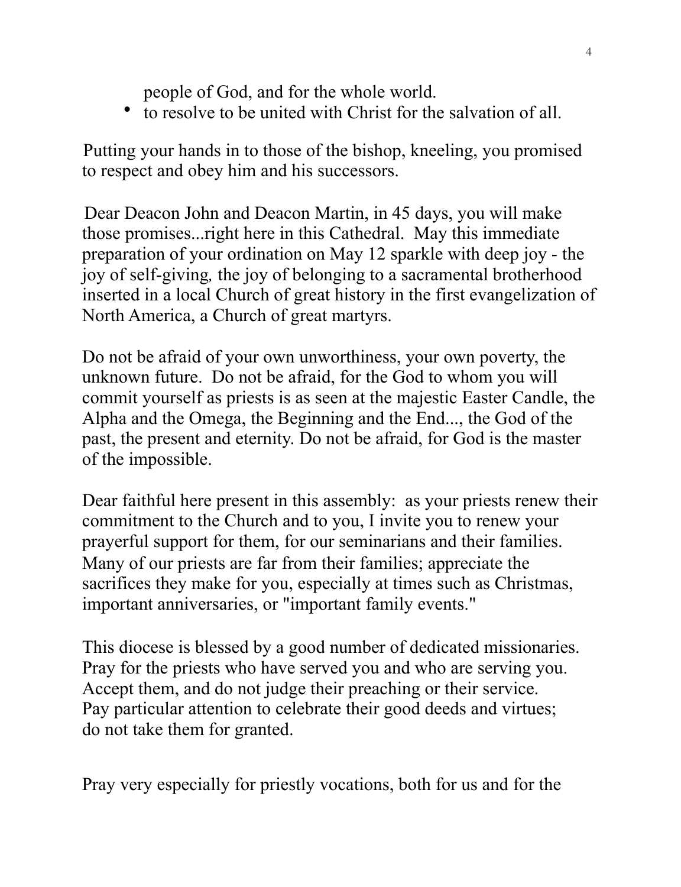people of God, and for the whole world.

- to resolve to be united with Christ for the salvation of all.

Putting your hands in to those of the bishop, kneeling, you promised to respect and obey him and his successors.

Dear Deacon John and Deacon Martin, in 45 days, you will make those promises...right here in this Cathedral. May this immediate preparation of your ordination on May 12 sparkle with deep joy - the joy of self-giving, the joy of belonging to a sacramental brotherhood inserted in a local Church of great history in the first evangelization of North America, a Church of great martyrs.

Do not be afraid of your own unworthiness, your own poverty, the unknown future. Do not be afraid, for the God to whom you will commit yourself as priests is as seen at the majestic Easter Candle, the Alpha and the Omega, the Beginning and the End..., the God of the past, the present and eternity. Do not be afraid, for God is the master of the impossible.

Dear faithful here present in this assembly: as your priests renew their commitment to the Church and to you, I invite you to renew your prayerful support for them, for our seminarians and their families. Many of our priests are far from their families; appreciate the sacrifices they make for you, especially at times such as Christmas, important anniversaries, or "important family events."

This diocese is blessed by a good number of dedicated missionaries. Pray for the priests who have served you and who are serving you. Accept them, and do not judge their preaching or their service. Pay particular attention to celebrate their good deeds and virtues; do not take them for granted.

Pray very especially for priestly vocations, both for us and for the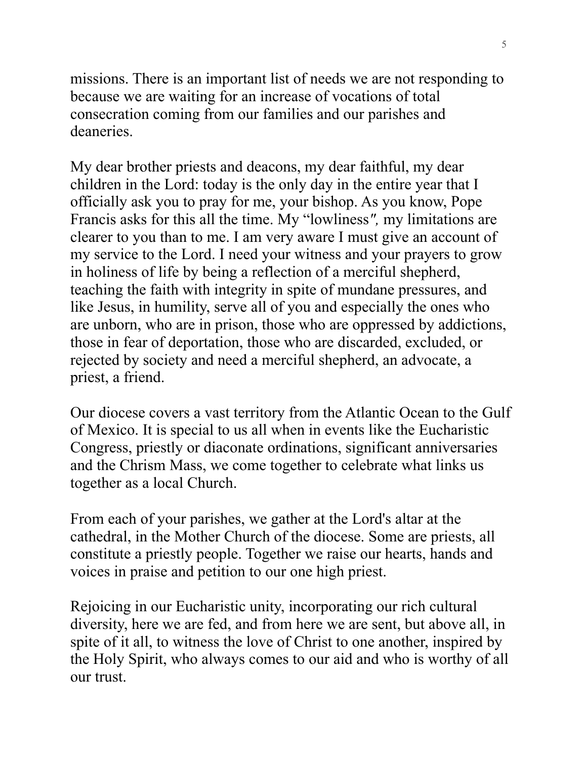missions. There is an important list of needs we are not responding to because we are waiting for an increase of vocations of total consecration coming from our families and our parishes and deaneries.

My dear brother priests and deacons, my dear faithful, my dear children in the Lord: today is the only day in the entire year that I officially ask you to pray for me, your bishop. As you know, Pope Francis asks for this all the time. My "lowliness", my limitations are clearer to you than to me. I am very aware I must give an account of my service to the Lord. I need your witness and your prayers to grow in holiness of life by being a reflection of a merciful shepherd, teaching the faith with integrity in spite of mundane pressures, and like Jesus, in humility, serve all of you and especially the ones who are unborn, who are in prison, those who are oppressed by addictions, those in fear of deportation, those who are discarded, excluded, or rejected by society and need a merciful shepherd, an advocate, a priest, a friend.

Our diocese covers a vast territory from the Atlantic Ocean to the Gulf of Mexico. It is special to us all when in events like the Eucharistic Congress, priestly or diaconate ordinations, significant anniversaries and the Chrism Mass, we come together to celebrate what links us together as a local Church.

From each of your parishes, we gather at the Lord's altar at the cathedral, in the Mother Church of the diocese. Some are priests, all constitute a priestly people. Together we raise our hearts, hands and voices in praise and petition to our one high priest.

Rejoicing in our Eucharistic unity, incorporating our rich cultural diversity, here we are fed, and from here we are sent, but above all, in spite of it all, to witness the love of Christ to one another, inspired by the Holy Spirit, who always comes to our aid and who is worthy of all our trust.